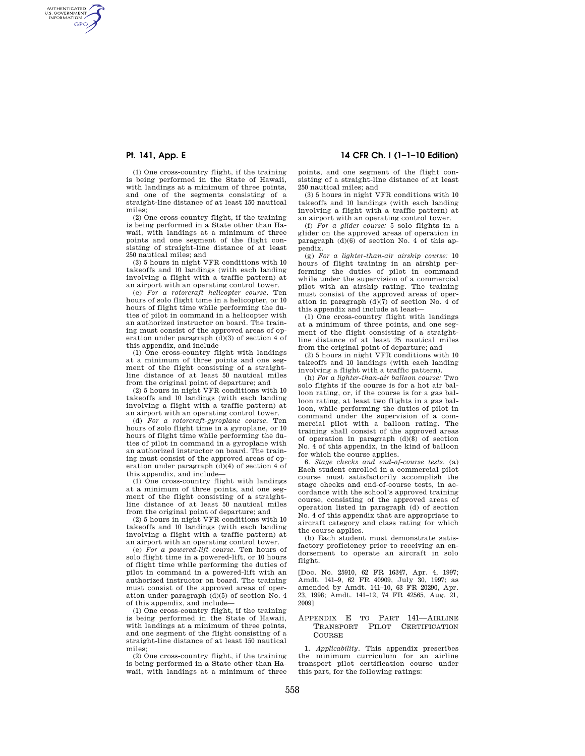(1) One cross-country flight, if the training is being performed in the State of Hawaii, with landings at a minimum of three points, and one of the segments consisting of a straight-line distance of at least 150 nautical miles;

(2) One cross-country flight, if the training is being performed in a State other than Hawaii, with landings at a minimum of three points and one segment of the flight consisting of straight-line distance of at least 250 nautical miles; and

(3) 5 hours in night VFR conditions with 10 takeoffs and 10 landings (with each landing involving a flight with a traffic pattern) at an airport with an operating control tower.

(c) *For a rotorcraft helicopter course.* Ten hours of solo flight time in a helicopter, or 10 hours of flight time while performing the duties of pilot in command in a helicopter with an authorized instructor on board. The training must consist of the approved areas of operation under paragraph (d)(3) of section 4 of this appendix, and include—

(1) One cross-country flight with landings at a minimum of three points and one segment of the flight consisting of a straight-line distance of at least 50 nautical miles from the original point of departure; and

(2) 5 hours in night VFR conditions with 10 takeoffs and 10 landings (with each landing involving a flight with a traffic pattern) at an airport with an operating control tower.

(d) *For a rotorcraft-gyroplane course.* Ten hours of solo flight time in a gyroplane, or 10 hours of flight time while performing the duties of pilot in command in a gyroplane with an authorized instructor on board. The training must consist of the approved areas of operation under paragraph (d)(4) of section 4 of this appendix, and include—

(1) One cross-country flight with landings at a minimum of three points, and one segment of the flight consisting of a straight-line distance of at least 50 nautical miles from the original point of departure; and

(2) 5 hours in night VFR conditions with 10 takeoffs and 10 landings (with each landing involving a flight with a traffic pattern) at an airport with an operating control tower.

(e) *For a powered-lift course.* Ten hours of solo flight time in a powered-lift, or 10 hours of flight time while performing the duties of pilot in command in a powered-lift with an authorized instructor on board. The training must consist of the approved areas of operation under paragraph (d)(5) of section No. 4 of this appendix, and include—

(1) One cross-country flight, if the training is being performed in the State of Hawaii, with landings at a minimum of three points, and one segment of the flight consisting of a straight-line distance of at least 150 nautical miles;

(2) One cross-country flight, if the training is being performed in a State other than Hawaii, with landings at a minimum of three points, and one segment of the flight consisting of a straight-line distance of at least 250 nautical miles; and

(3) 5 hours in night VFR conditions with 10 takeoffs and 10 landings (with each landing involving a flight with a traffic pattern) at an airport with an operating control tower.

(f) *For a glider course:* 5 solo flights in a glider on the approved areas of operation in paragraph (d)(6) of section No. 4 of this appendix.

(g) *For a lighter-than-air airship course:* 10 hours of flight training in an airship performing the duties of pilot in command while under the supervision of a commercial pilot with an airship rating. The training must consist of the approved areas of operation in paragraph (d)(7) of section No. 4 of this appendix and include at least—

(1) One cross-country flight with landings at a minimum of three points, and one segment of the flight consisting of a straight-line distance of at least 25 nautical miles from the original point of departure; and

(2) 5 hours in night VFR conditions with 10 takeoffs and 10 landings (with each landing involving a flight with a traffic pattern).

(h) *For a lighter-than-air balloon course:* Two solo flights if the course is for a hot air balloon rating, or, if the course is for a gas balloon rating, at least two flights in a gas balloon, while performing the duties of pilot in command under the supervision of a commercial pilot with a balloon rating. The training shall consist of the approved areas of operation in paragraph (d)(8) of section No. 4 of this appendix, in the kind of balloon for which the course applies.

6. *Stage checks and end-of-course tests.* (a) Each student enrolled in a commercial pilot course must satisfactorily accomplish the stage checks and end-of-course tests, in accordance with the school's approved training course, consisting of the approved areas of operation listed in paragraph (d) of section No. 4 of this appendix that are appropriate to aircraft category and class rating for which the course applies.

(b) Each student must demonstrate satisfactory proficiency prior to receiving an endorsement to operate an aircraft in solo flight.

[Doc. No. 25910, 62 FR 16347, Apr. 4, 1997; Amdt. 141–9, 62 FR 40909, July 30, 1997; as amended by Amdt. 141–10, 63 FR 20290, Apr. 23, 1998; Amdt. 141–12, 74 FR 42565, Aug. 21, 2009]

## Appendix E to Part 141—Airline Transport Pilot Certification Course

1. *Applicability.* This appendix prescribes the minimum curriculum for an airline transport pilot certification course under this part, for the following ratings: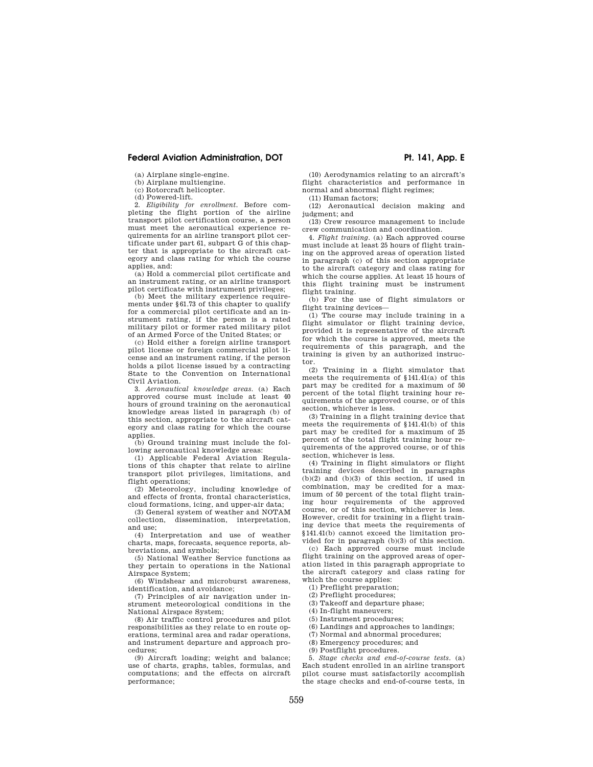(a) Airplane single-engine.

(b) Airplane multiengine.

(c) Rotorcraft helicopter.

(d) Powered-lift.

2. *Eligibility for enrollment.* Before completing the flight portion of the airline transport pilot certification course, a person must meet the aeronautical experience requirements for an airline transport pilot certificate under part 61, subpart G of this chapter that is appropriate to the aircraft category and class rating for which the course applies, and:

(a) Hold a commercial pilot certificate and an instrument rating, or an airline transport pilot certificate with instrument privileges;

(b) Meet the military experience requirements under §61.73 of this chapter to qualify for a commercial pilot certificate and an instrument rating, if the person is a rated military pilot or former rated military pilot of an Armed Force of the United States; or

(c) Hold either a foreign airline transport pilot license or foreign commercial pilot license and an instrument rating, if the person holds a pilot license issued by a contracting State to the Convention on International Civil Aviation.

3. *Aeronautical knowledge areas.* (a) Each approved course must include at least 40 hours of ground training on the aeronautical knowledge areas listed in paragraph (b) of this section, appropriate to the aircraft category and class rating for which the course applies.

(b) Ground training must include the following aeronautical knowledge areas:

(1) Applicable Federal Aviation Regulations of this chapter that relate to airline transport pilot privileges, limitations, and flight operations;

(2) Meteorology, including knowledge of and effects of fronts, frontal characteristics, cloud formations, icing, and upper-air data;

(3) General system of weather and NOTAM collection, dissemination, interpretation, and use;

(4) Interpretation and use of weather charts, maps, forecasts, sequence reports, abbreviations, and symbols;

(5) National Weather Service functions as they pertain to operations in the National Airspace System;

(6) Windshear and microburst awareness, identification, and avoidance;

(7) Principles of air navigation under instrument meteorological conditions in the National Airspace System;

(8) Air traffic control procedures and pilot responsibilities as they relate to en route operations, terminal area and radar operations, and instrument departure and approach procedures;

(9) Aircraft loading; weight and balance; use of charts, graphs, tables, formulas, and computations; and the effects on aircraft performance;

(10) Aerodynamics relating to an aircraft's flight characteristics and performance in normal and abnormal flight regimes;

(11) Human factors;

(12) Aeronautical decision making and judgment; and

(13) Crew resource management to include crew communication and coordination.

4. *Flight training.* (a) Each approved course must include at least 25 hours of flight training on the approved areas of operation listed in paragraph (c) of this section appropriate to the aircraft category and class rating for which the course applies. At least 15 hours of this flight training must be instrument flight training.

(b) For the use of flight simulators or flight training devices—

(1) The course may include training in a flight simulator or flight training device, provided it is representative of the aircraft for which the course is approved, meets the requirements of this paragraph, and the training is given by an authorized instructor.

(2) Training in a flight simulator that meets the requirements of §141.41(a) of this part may be credited for a maximum of 50 percent of the total flight training hour requirements of the approved course, or of this section, whichever is less.

(3) Training in a flight training device that meets the requirements of §141.41(b) of this part may be credited for a maximum of 25 percent of the total flight training hour requirements of the approved course, or of this section, whichever is less.

(4) Training in flight simulators or flight training devices described in paragraphs (b)(2) and (b)(3) of this section, if used in combination, may be credited for a maximum of 50 percent of the total flight training hour requirements of the approved course, or of this section, whichever is less. However, credit for training in a flight training device that meets the requirements of §141.41(b) cannot exceed the limitation provided for in paragraph (b)(3) of this section.

(c) Each approved course must include flight training on the approved areas of operation listed in this paragraph appropriate to the aircraft category and class rating for which the course applies:

(1) Preflight preparation;

(2) Preflight procedures;

(3) Takeoff and departure phase;

(4) In-flight maneuvers;

(5) Instrument procedures;

(6) Landings and approaches to landings;

(7) Normal and abnormal procedures;

(8) Emergency procedures; and

(9) Postflight procedures.

5. *Stage checks and end-of-course tests.* (a) Each student enrolled in an airline transport pilot course must satisfactorily accomplish the stage checks and end-of-course tests, in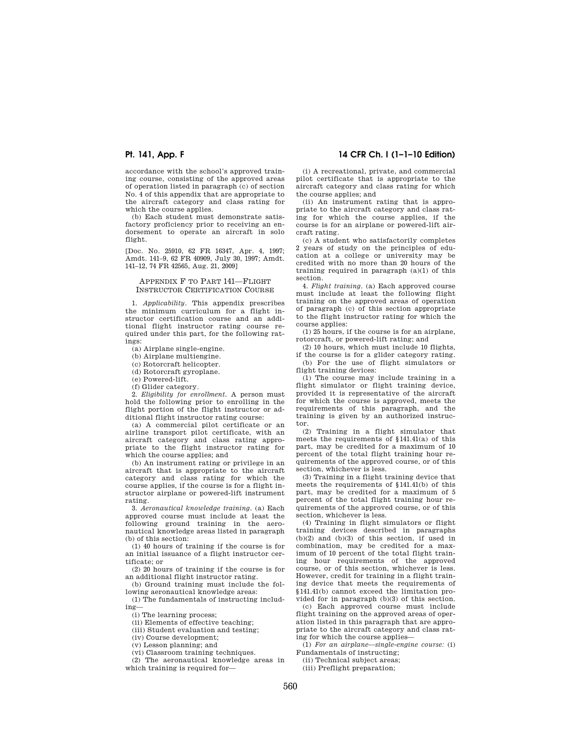accordance with the school's approved training course, consisting of the approved areas of operation listed in paragraph (c) of section No. 4 of this appendix that are appropriate to the aircraft category and class rating for which the course applies.

(b) Each student must demonstrate satisfactory proficiency prior to receiving an endorsement to operate an aircraft in solo flight.

[Doc. No. 25910, 62 FR 16347, Apr. 4, 1997; Amdt. 141–9, 62 FR 40909, July 30, 1997; Amdt. 141–12, 74 FR 42565, Aug. 21, 2009]

## APPENDIX F TO PART 141—FLIGHT INSTRUCTOR CERTIFICATION COURSE

1. *Applicability*. This appendix prescribes the minimum curriculum for a flight instructor certification course and an additional flight instructor rating course required under this part, for the following ratings:

(a) Airplane single-engine.

(b) Airplane multiengine.

(c) Rotorcraft helicopter.

(d) Rotorcraft gyroplane.

(e) Powered-lift.

(f) Glider category.

2. *Eligibility for enrollment*. A person must hold the following prior to enrolling in the flight portion of the flight instructor or additional flight instructor rating course:

(a) A commercial pilot certificate or an airline transport pilot certificate, with an aircraft category and class rating appropriate to the flight instructor rating for which the course applies; and

(b) An instrument rating or privilege in an aircraft that is appropriate to the aircraft category and class rating for which the course applies, if the course is for a flight instructor airplane or powered-lift instrument rating.

3. *Aeronautical knowledge training*. (a) Each approved course must include at least the following ground training in the aeronautical knowledge areas listed in paragraph (b) of this section:

(1) 40 hours of training if the course is for an initial issuance of a flight instructor certificate; or

(2) 20 hours of training if the course is for an additional flight instructor rating.

(b) Ground training must include the following aeronautical knowledge areas:

(1) The fundamentals of instructing including—

(i) The learning process;

(ii) Elements of effective teaching;

(iii) Student evaluation and testing;

(iv) Course development;

(v) Lesson planning; and

(vi) Classroom training techniques.

(2) The aeronautical knowledge areas in which training is required for—

(i) A recreational, private, and commercial pilot certificate that is appropriate to the aircraft category and class rating for which the course applies; and

(ii) An instrument rating that is appropriate to the aircraft category and class rating for which the course applies, if the course is for an airplane or powered-lift aircraft rating.

(c) A student who satisfactorily completes 2 years of study on the principles of education at a college or university may be credited with no more than 20 hours of the training required in paragraph (a)(1) of this section.

4. *Flight training*. (a) Each approved course must include at least the following flight training on the approved areas of operation of paragraph (c) of this section appropriate to the flight instructor rating for which the course applies:

(1) 25 hours, if the course is for an airplane, rotorcraft, or powered-lift rating; and

(2) 10 hours, which must include 10 flights, if the course is for a glider category rating.

(b) For the use of flight simulators or flight training devices:

(1) The course may include training in a flight simulator or flight training device, provided it is representative of the aircraft for which the course is approved, meets the requirements of this paragraph, and the training is given by an authorized instructor.

(2) Training in a flight simulator that meets the requirements of §141.41(a) of this part, may be credited for a maximum of 10 percent of the total flight training hour requirements of the approved course, or of this section, whichever is less.

(3) Training in a flight training device that meets the requirements of §141.41(b) of this part, may be credited for a maximum of 5 percent of the total flight training hour requirements of the approved course, or of this section, whichever is less.

(4) Training in flight simulators or flight training devices described in paragraphs (b)(2) and (b)(3) of this section, if used in combination, may be credited for a maximum of 10 percent of the total flight training hour requirements of the approved course, or of this section, whichever is less. However, credit for training in a flight training device that meets the requirements of §141.41(b) cannot exceed the limitation provided for in paragraph (b)(3) of this section.

(c) Each approved course must include flight training on the approved areas of operation listed in this paragraph that are appropriate to the aircraft category and class rating for which the course applies—

(1) *For an airplane—single-engine course:* (i) Fundamentals of instructing;

(ii) Technical subject areas;

(iii) Preflight preparation;